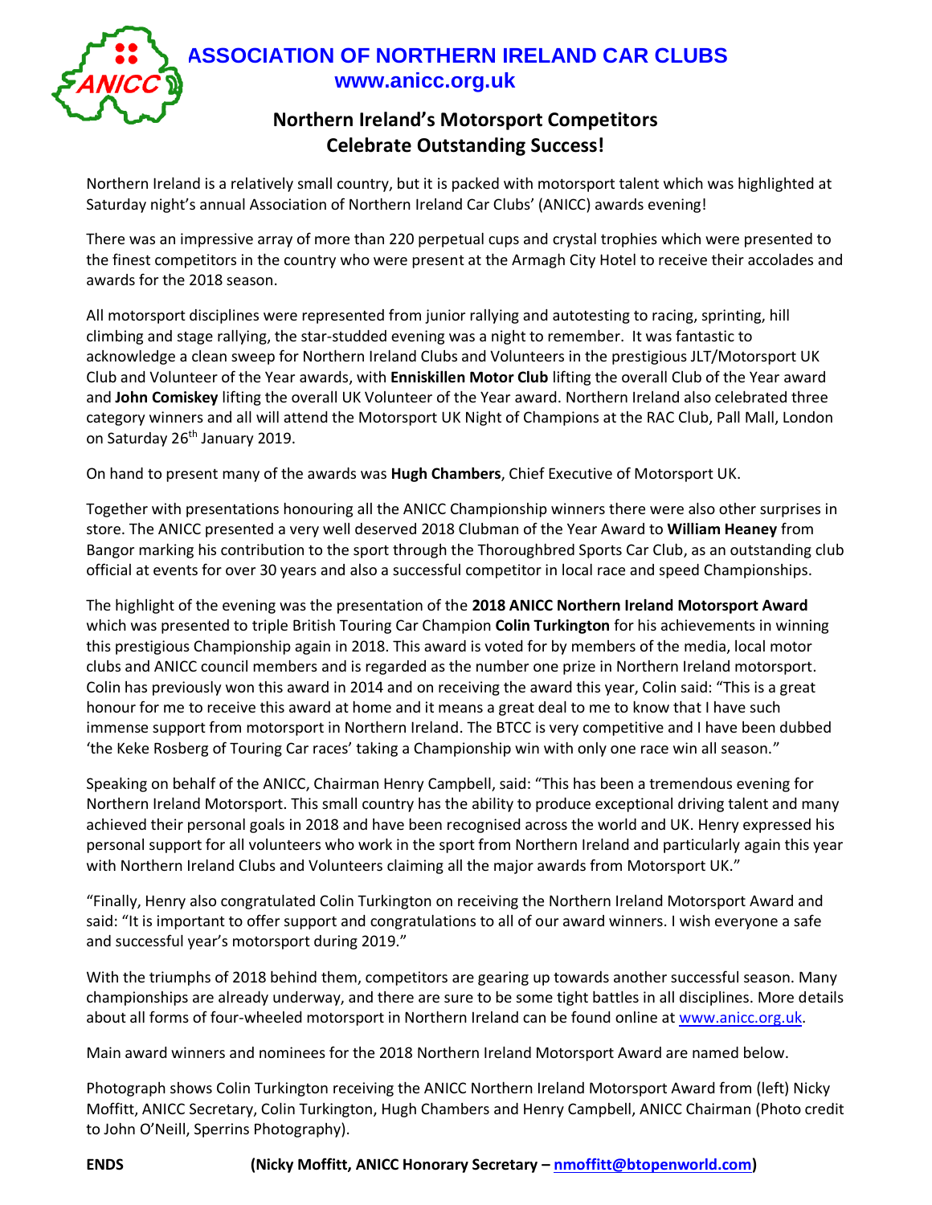# ASSOCIATION OF NORTHERN IRELAND CAR CLUBS

**www.anicc.org.uk**

## Northern Ireland's Motorsport Competitors Celebrate Outstanding Success!

Northern Ireland is a relatively small country, but it is packed with motorsport talent which was highlighted at Saturday night's annual Association of Northern Ireland Car Clubs' (ANICC) awards evening!

There was an impressive array of more than 220 perpetual cups and crystal trophies which were presented to the finest competitors in the country who were present at the Armagh City Hotel to receive their accolades and awards for the 2018 season.

All motorsport disciplines were represented from junior rallying and autotesting to racing, sprinting, hill climbing and stage rallying, the star-studded evening was a night to remember. It was fantastic to acknowledge a clean sweep for Northern Ireland Clubs and Volunteers in the prestigious JLT/Motorsport UK Club and Volunteer of the Year awards, with **Enniskillen Motor Club** lifting the overall Club of the Year award and **John Comiskey** lifting the overall UK Volunteer of the Year award. Northern Ireland also celebrated three category winners and all will attend the Motorsport UK Night of Champions at the RAC Club, Pall Mall, London on Saturday 26th January 2019.

On hand to present many of the awards was **Hugh Chambers**, Chief Executive of Motorsport UK.

Together with presentations honouring all the ANICC Championship winners there were also other surprises in store. The ANICC presented a very well deserved 2018 Clubman of the Year Award to **William Heaney** from Bangor marking his contribution to the sport through the Thoroughbred Sports Car Club, as an outstanding club official at events for over 30 years and also a successful competitor in local race and speed Championships.

The highlight of the evening was the presentation of the **2018 ANICC Northern Ireland Motorsport Award** which was presented to triple British Touring Car Champion **Colin Turkington** for his achievements in winning this prestigious Championship again in 2018. This award is voted for by members of the media, local motor clubs and ANICC council members and is regarded as the number one prize in Northern Ireland motorsport. Colin has previously won this award in 2014 and on receiving the award this year, Colin said: "This is a great honour for me to receive this award at home and it means a great deal to me to know that I have such immense support from motorsport in Northern Ireland. The BTCC is very competitive and I have been dubbed 'the Keke Rosberg of Touring Car races' taking a Championship win with only one race win all season."

Speaking on behalf of the ANICC, Chairman Henry Campbell, said: "This has been a tremendous evening for Northern Ireland Motorsport. This small country has the ability to produce exceptional driving talent and many achieved their personal goals in 2018 and have been recognised across the world and UK. Henry expressed his personal support for all volunteers who work in the sport from Northern Ireland and particularly again this year with Northern Ireland Clubs and Volunteers claiming all the major awards from Motorsport UK."

"Finally, Henry also congratulated Colin Turkington on receiving the Northern Ireland Motorsport Award and said: "It is important to offer support and congratulations to all of our award winners. I wish everyone a safe and successful year's motorsport during 2019."

With the triumphs of 2018 behind them, competitors are gearing up towards another successful season. Many championships are already underway, and there are sure to be some tight battles in all disciplines. More details about all forms of four-wheeled motorsport in Northern Ireland can be found online at www.anicc.org.uk.

Main award winners and nominees for the 2018 Northern Ireland Motorsport Award are named below.

Photograph shows Colin Turkington receiving the ANICC Northern Ireland Motorsport Award from (left) Nicky Moffitt, ANICC Secretary, Colin Turkington, Hugh Chambers and Henry Campbell, ANICC Chairman (Photo credit to John O'Neill, Sperrins Photography).

**ENDS** **(Nicky Moffitt, ANICC Honorary Secretary – nmoffitt@btopenworld.com)**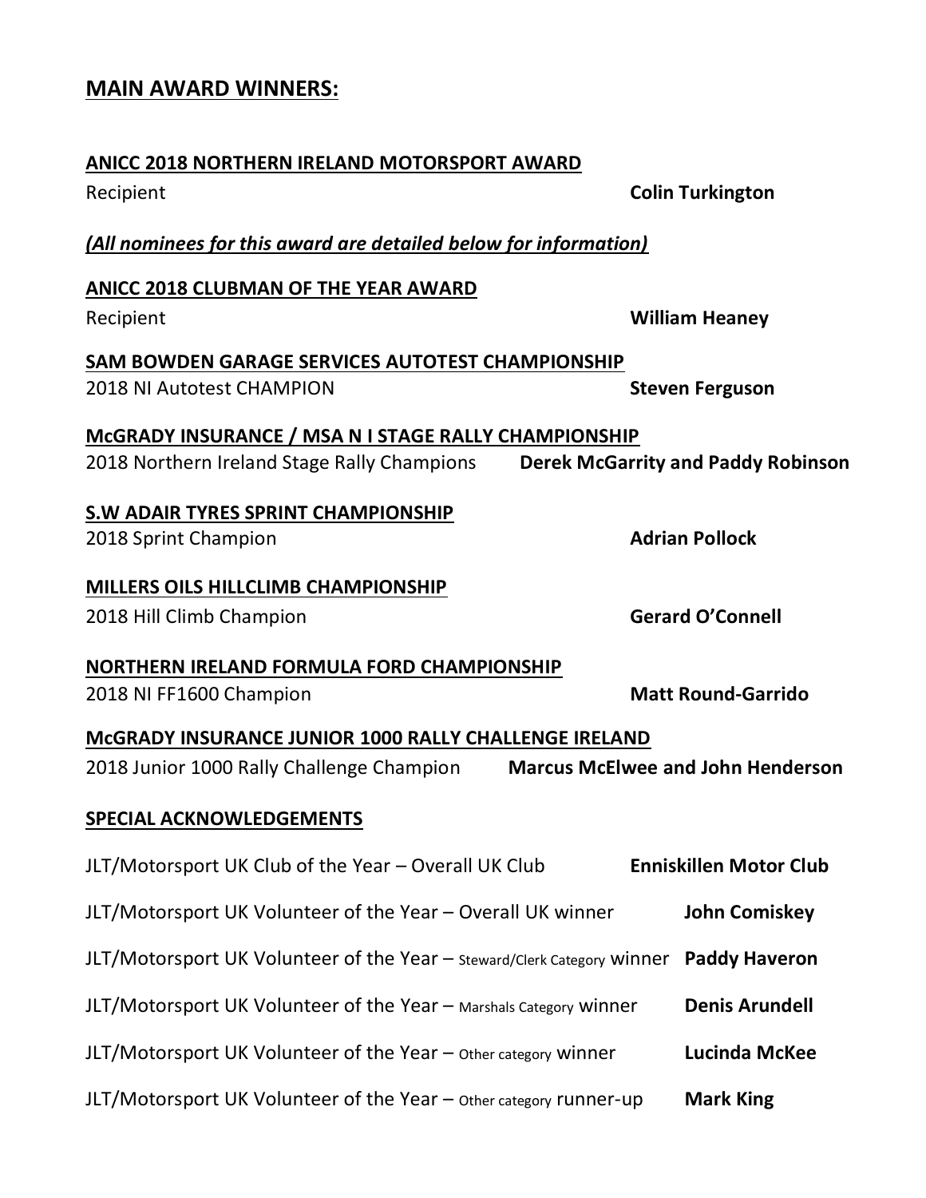## **MAIN AWARD WINNERS:**

**ANICC 2018 NORTHERN IRELAND MOTORSPORT AWARD**

Recipient **Colin Turkington**

***(All nominees for this award are detailed below for information)***

**ANICC 2018 CLUBMAN OF THE YEAR AWARD**

Recipient **William Heaney**

**SAM BOWDEN GARAGE SERVICES AUTOTEST CHAMPIONSHIP**

2018 NI Autotest CHAMPION **Steven Ferguson**

**McGRADY INSURANCE / MSA N I STAGE RALLY CHAMPIONSHIP**

2018 Northern Ireland Stage Rally Champions **Derek McGarrity and Paddy Robinson**

**S.W ADAIR TYRES SPRINT CHAMPIONSHIP**

2018 Sprint Champion **Adrian Pollock**

**MILLERS OILS HILLCLIMB CHAMPIONSHIP**

2018 Hill Climb Champion **Gerard O'Connell**

**NORTHERN IRELAND FORMULA FORD CHAMPIONSHIP**

2018 NI FF1600 Champion **Matt Round-Garrido**

**McGRADY INSURANCE JUNIOR 1000 RALLY CHALLENGE IRELAND**

2018 Junior 1000 Rally Challenge Champion **Marcus McElwee and John Henderson**

**SPECIAL ACKNOWLEDGEMENTS**

JLT/Motorsport UK Club of the Year – Overall UK Club **Enniskillen Motor Club**

JLT/Motorsport UK Volunteer of the Year – Overall UK winner **John Comiskey**

JLT/Motorsport UK Volunteer of the Year – Steward/Clerk Category winner **Paddy Haveron**

JLT/Motorsport UK Volunteer of the Year – Marshals Category winner **Denis Arundell**

JLT/Motorsport UK Volunteer of the Year – Other category winner **Lucinda McKee**

JLT/Motorsport UK Volunteer of the Year – Other category runner-up **Mark King**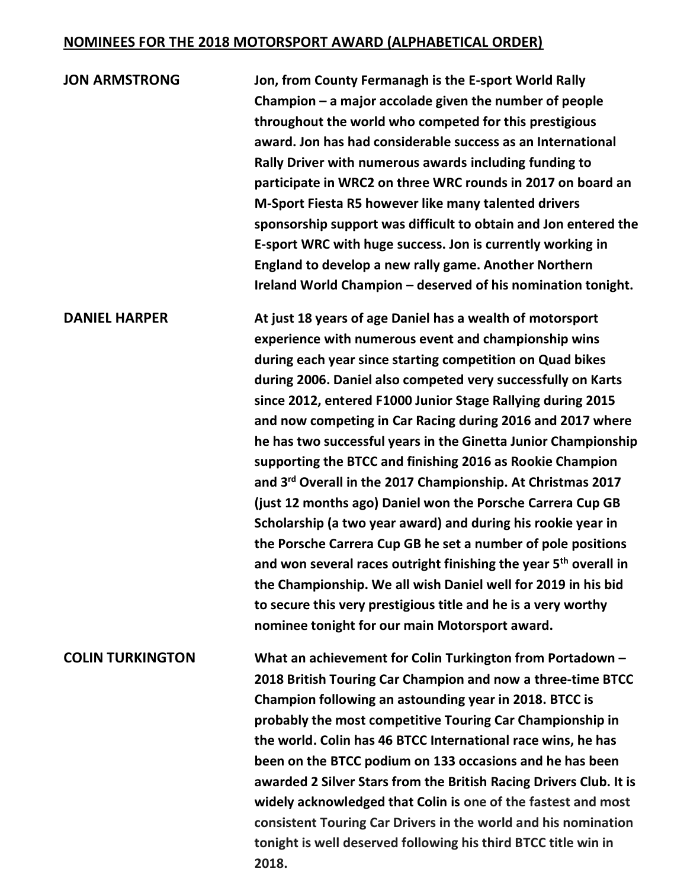## NOMINEES FOR THE 2018 MOTORSPORT AWARD (ALPHABETICAL ORDER)

**JON ARMSTRONG**

**Jon, from County Fermanagh is the E-sport World Rally Champion – a major accolade given the number of people throughout the world who competed for this prestigious award. Jon has had considerable success as an International Rally Driver with numerous awards including funding to participate in WRC2 on three WRC rounds in 2017 on board an M-Sport Fiesta R5 however like many talented drivers sponsorship support was difficult to obtain and Jon entered the E-sport WRC with huge success. Jon is currently working in England to develop a new rally game. Another Northern Ireland World Champion – deserved of his nomination tonight.**

**DANIEL HARPER**

**At just 18 years of age Daniel has a wealth of motorsport experience with numerous event and championship wins during each year since starting competition on Quad bikes during 2006. Daniel also competed very successfully on Karts since 2012, entered F1000 Junior Stage Rallying during 2015 and now competing in Car Racing during 2016 and 2017 where he has two successful years in the Ginetta Junior Championship supporting the BTCC and finishing 2016 as Rookie Champion and 3rd Overall in the 2017 Championship. At Christmas 2017 (just 12 months ago) Daniel won the Porsche Carrera Cup GB Scholarship (a two year award) and during his rookie year in the Porsche Carrera Cup GB he set a number of pole positions and won several races outright finishing the year 5th overall in the Championship. We all wish Daniel well for 2019 in his bid to secure this very prestigious title and he is a very worthy nominee tonight for our main Motorsport award.**

**COLIN TURKINGTON**

**What an achievement for Colin Turkington from Portadown – 2018 British Touring Car Champion and now a three-time BTCC Champion following an astounding year in 2018. BTCC is probably the most competitive Touring Car Championship in the world. Colin has 46 BTCC International race wins, he has been on the BTCC podium on 133 occasions and he has been awarded 2 Silver Stars from the British Racing Drivers Club. It is widely acknowledged that Colin is one of the fastest and most consistent Touring Car Drivers in the world and his nomination tonight is well deserved following his third BTCC title win in 2018.**